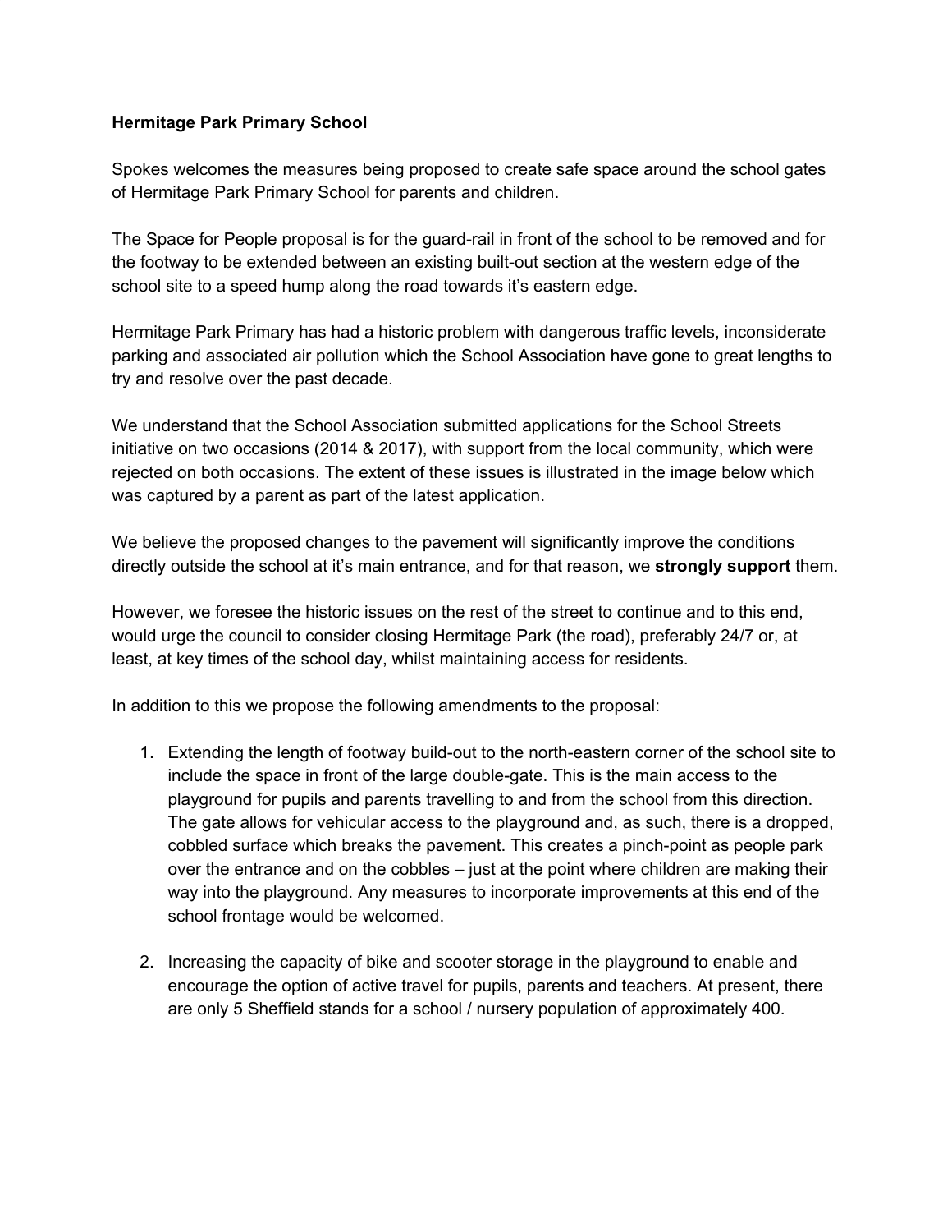**Hermitage Park Primary School**

Spokes welcomes the measures being proposed to create safe space around the school gates of Hermitage Park Primary School for parents and children.

The Space for People proposal is for the guard-rail in front of the school to be removed and for the footway to be extended between an existing built-out section at the western edge of the school site to a speed hump along the road towards it's eastern edge.

Hermitage Park Primary has had a historic problem with dangerous traffic levels, inconsiderate parking and associated air pollution which the School Association have gone to great lengths to try and resolve over the past decade.

We understand that the School Association submitted applications for the School Streets initiative on two occasions (2014 & 2017), with support from the local community, which were rejected on both occasions. The extent of these issues is illustrated in the image below which was captured by a parent as part of the latest application.

We believe the proposed changes to the pavement will significantly improve the conditions directly outside the school at it's main entrance, and for that reason, we **strongly support** them.

However, we foresee the historic issues on the rest of the street to continue and to this end, would urge the council to consider closing Hermitage Park (the road), preferably 24/7 or, at least, at key times of the school day, whilst maintaining access for residents.

In addition to this we propose the following amendments to the proposal:

1. Extending the length of footway build-out to the north-eastern corner of the school site to include the space in front of the large double-gate. This is the main access to the playground for pupils and parents travelling to and from the school from this direction. The gate allows for vehicular access to the playground and, as such, there is a dropped, cobbled surface which breaks the pavement. This creates a pinch-point as people park over the entrance and on the cobbles – just at the point where children are making their way into the playground. Any measures to incorporate improvements at this end of the school frontage would be welcomed.

2. Increasing the capacity of bike and scooter storage in the playground to enable and encourage the option of active travel for pupils, parents and teachers. At present, there are only 5 Sheffield stands for a school / nursery population of approximately 400.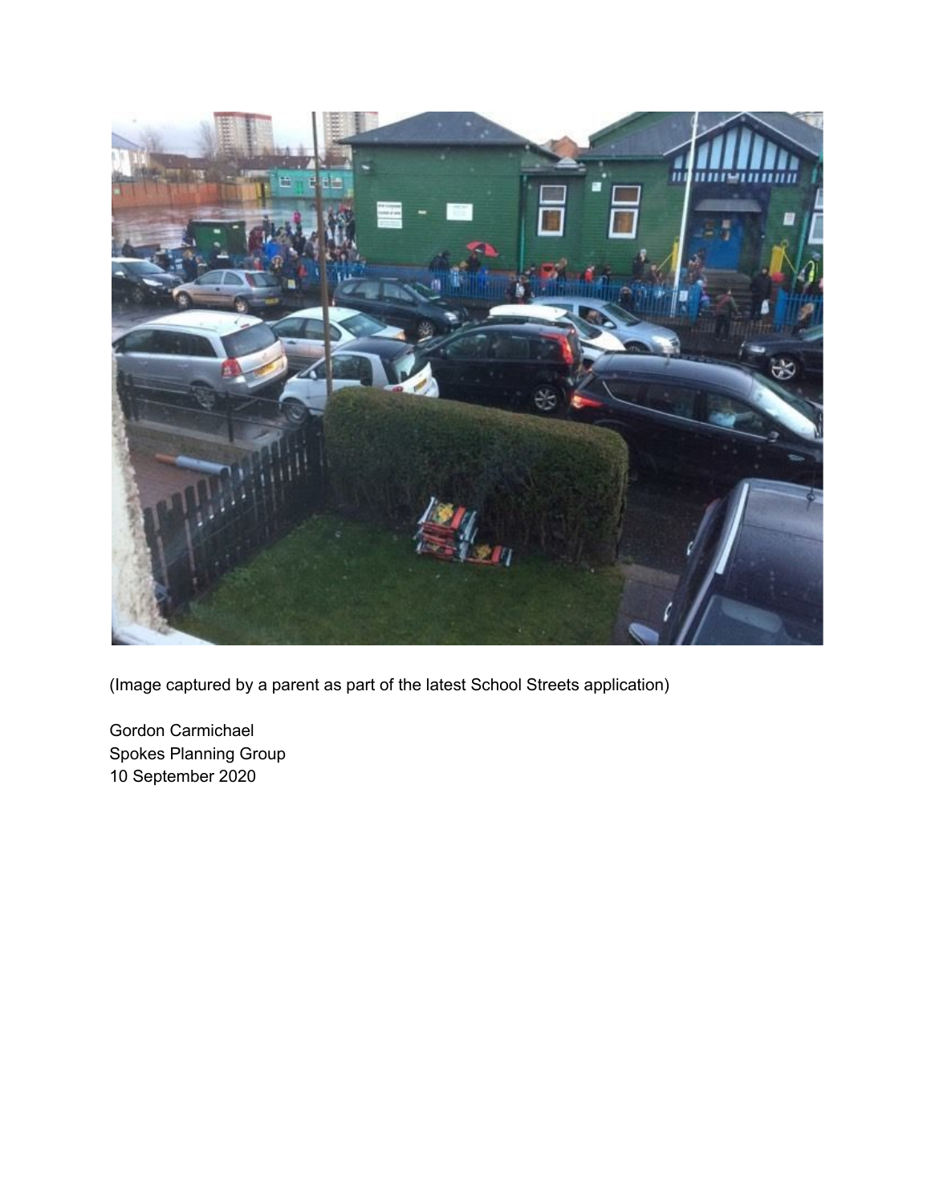(Image captured by a parent as part of the latest School Streets application)

Gordon Carmichael
Spokes Planning Group
10 September 2020